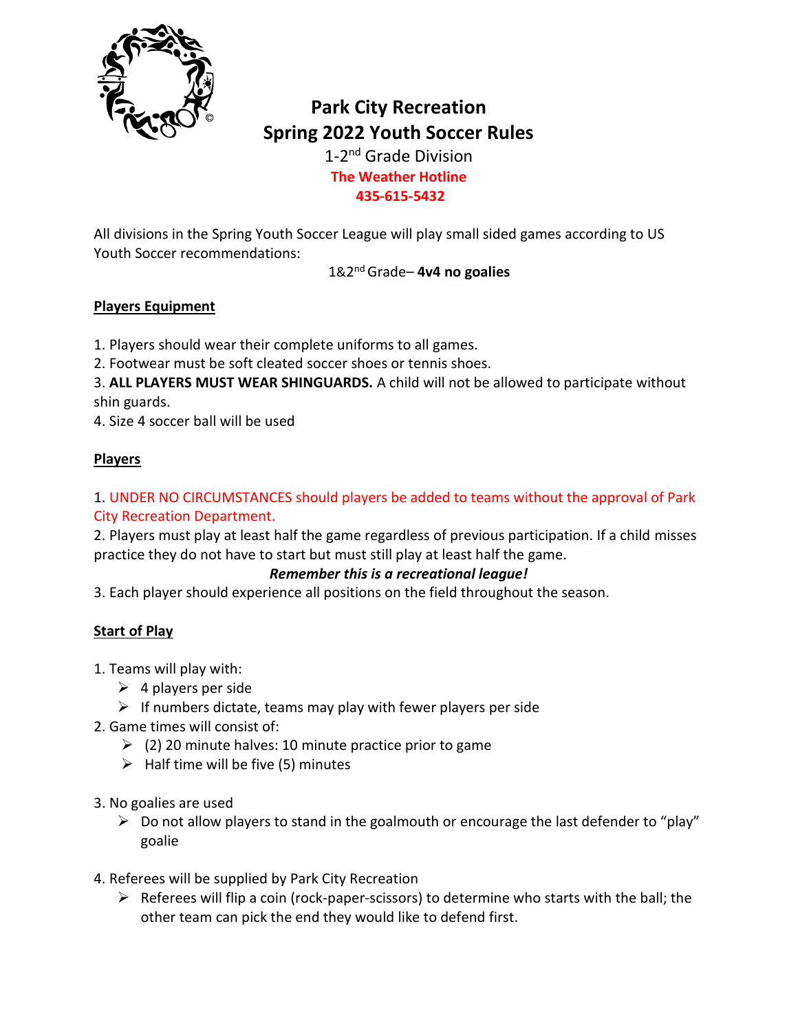# Park City Recreation
# Spring 2022 Youth Soccer Rules

1-2nd Grade Division

**The Weather Hotline**
**435-615-5432**

All divisions in the Spring Youth Soccer League will play small sided games according to US Youth Soccer recommendations:

1&2nd Grade– **4v4 no goalies**

## Players Equipment

1. Players should wear their complete uniforms to all games.
2. Footwear must be soft cleated soccer shoes or tennis shoes.
3. **ALL PLAYERS MUST WEAR SHINGUARDS.** A child will not be allowed to participate without shin guards.
4. Size 4 soccer ball will be used

## Players

1. UNDER NO CIRCUMSTANCES should players be added to teams without the approval of Park City Recreation Department.
2. Players must play at least half the game regardless of previous participation. If a child misses practice they do not have to start but must still play at least half the game.

***Remember this is a recreational league!***

3. Each player should experience all positions on the field throughout the season.

## Start of Play

1. Teams will play with:
   - 4 players per side
   - If numbers dictate, teams may play with fewer players per side
2. Game times will consist of:
   - (2) 20 minute halves: 10 minute practice prior to game
   - Half time will be five (5) minutes
3. No goalies are used
   - Do not allow players to stand in the goalmouth or encourage the last defender to "play" goalie
4. Referees will be supplied by Park City Recreation
   - Referees will flip a coin (rock-paper-scissors) to determine who starts with the ball; the other team can pick the end they would like to defend first.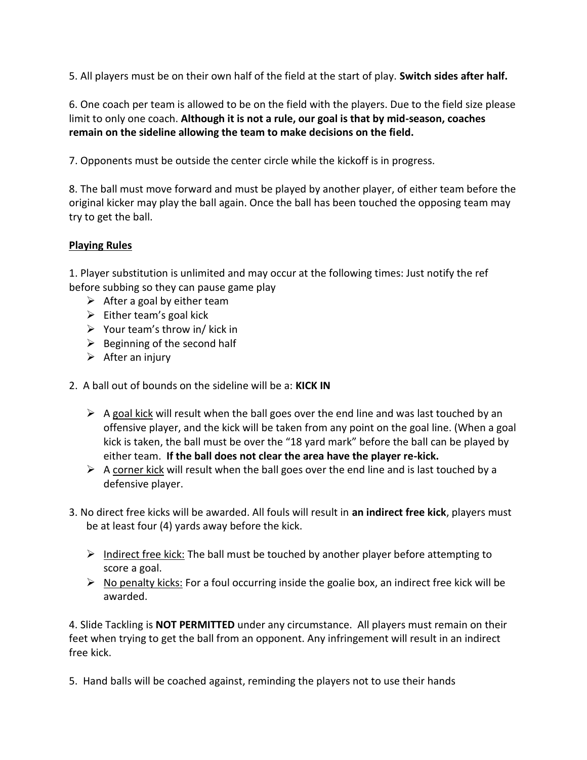5. All players must be on their own half of the field at the start of play. **Switch sides after half.**

6. One coach per team is allowed to be on the field with the players. Due to the field size please limit to only one coach. **Although it is not a rule, our goal is that by mid-season, coaches remain on the sideline allowing the team to make decisions on the field.**

7. Opponents must be outside the center circle while the kickoff is in progress.

8. The ball must move forward and must be played by another player, of either team before the original kicker may play the ball again. Once the ball has been touched the opposing team may try to get the ball.

**Playing Rules**

1. Player substitution is unlimited and may occur at the following times: Just notify the ref before subbing so they can pause game play
   - After a goal by either team
   - Either team's goal kick
   - Your team's throw in/ kick in
   - Beginning of the second half
   - After an injury

2. A ball out of bounds on the sideline will be a: **KICK IN**
   - A goal kick will result when the ball goes over the end line and was last touched by an offensive player, and the kick will be taken from any point on the goal line. (When a goal kick is taken, the ball must be over the "18 yard mark" before the ball can be played by either team. **If the ball does not clear the area have the player re-kick.**
   - A corner kick will result when the ball goes over the end line and is last touched by a defensive player.

3. No direct free kicks will be awarded. All fouls will result in **an indirect free kick**, players must be at least four (4) yards away before the kick.
   - Indirect free kick: The ball must be touched by another player before attempting to score a goal.
   - No penalty kicks: For a foul occurring inside the goalie box, an indirect free kick will be awarded.

4. Slide Tackling is **NOT PERMITTED** under any circumstance. All players must remain on their feet when trying to get the ball from an opponent. Any infringement will result in an indirect free kick.

5. Hand balls will be coached against, reminding the players not to use their hands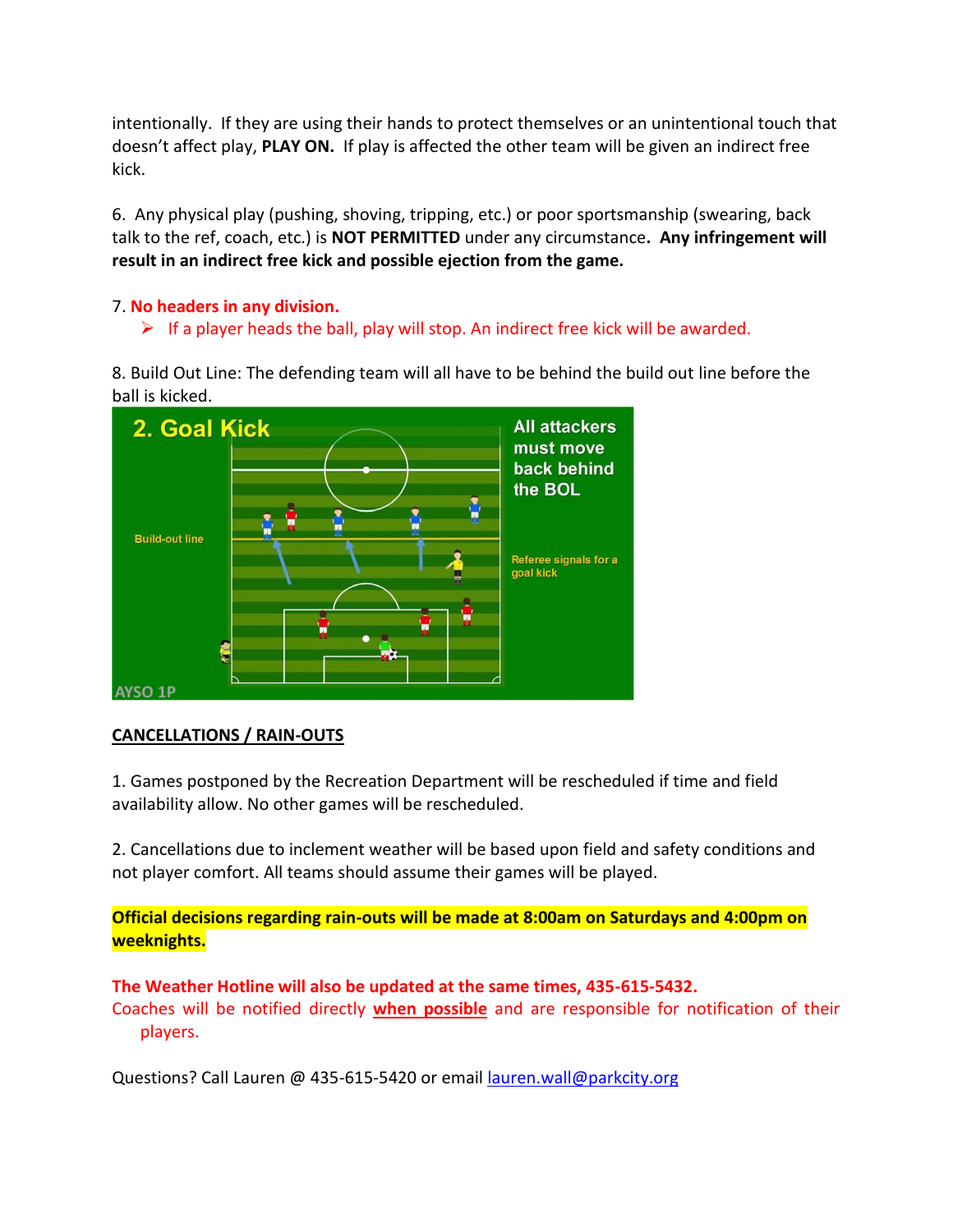intentionally. If they are using their hands to protect themselves or an unintentional touch that doesn't affect play, **PLAY ON.** If play is affected the other team will be given an indirect free kick.

6. Any physical play (pushing, shoving, tripping, etc.) or poor sportsmanship (swearing, back talk to the ref, coach, etc.) is **NOT PERMITTED** under any circumstance**. Any infringement will result in an indirect free kick and possible ejection from the game.**

7. **No headers in any division.**
   - If a player heads the ball, play will stop. An indirect free kick will be awarded.

8. Build Out Line: The defending team will all have to be behind the build out line before the ball is kicked.

2. Goal Kick
All attackers must move back behind the BOL
Build-out line
Referee signals for a goal kick
AYSO 1P

**CANCELLATIONS / RAIN-OUTS**

1. Games postponed by the Recreation Department will be rescheduled if time and field availability allow. No other games will be rescheduled.

2. Cancellations due to inclement weather will be based upon field and safety conditions and not player comfort. All teams should assume their games will be played.

**Official decisions regarding rain-outs will be made at 8:00am on Saturdays and 4:00pm on weeknights.**

**The Weather Hotline will also be updated at the same times, 435-615-5432.**
Coaches will be notified directly **when possible** and are responsible for notification of their players.

Questions? Call Lauren @ 435-615-5420 or email lauren.wall@parkcity.org